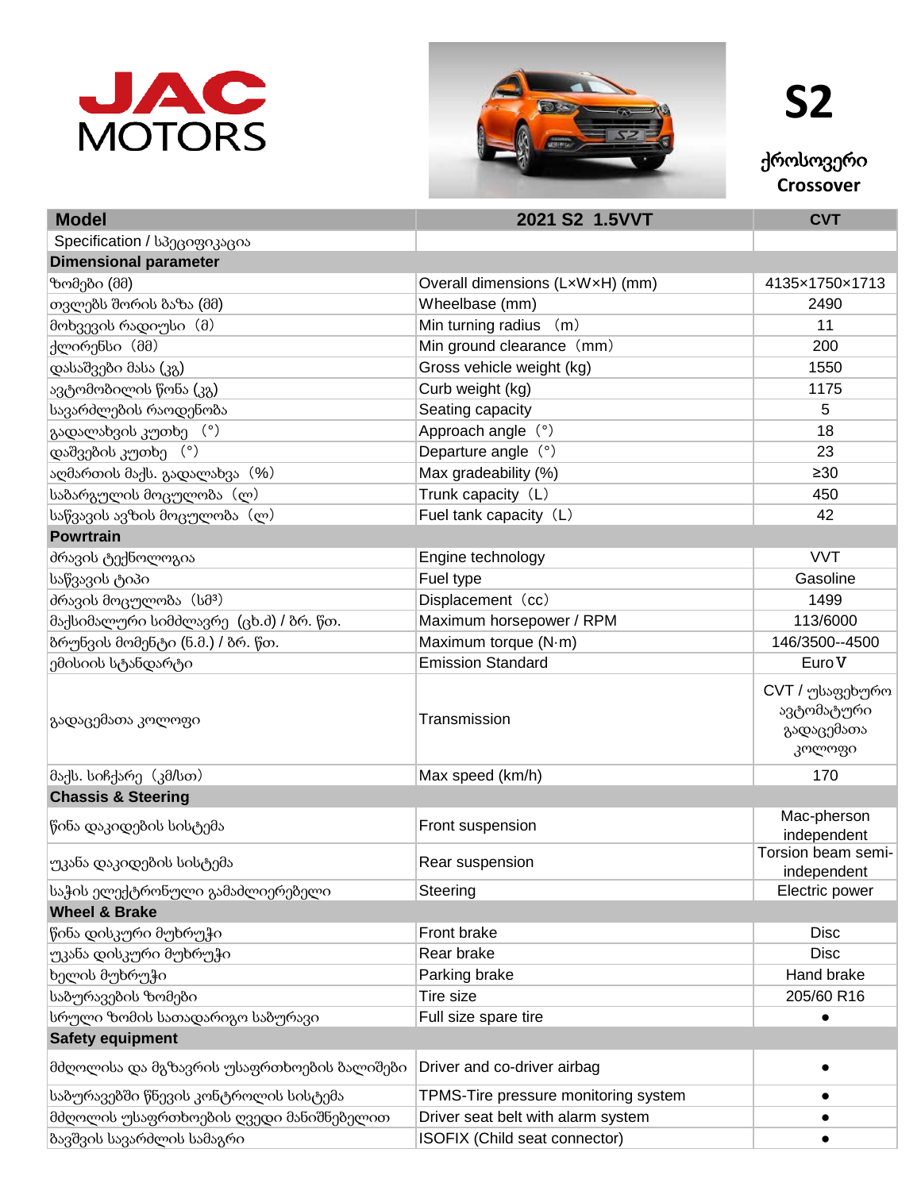# JAC MOTORS

# S2

**ქროსოვერი**
**Crossover**

| Model | 2021 S2 1.5VVT | CVT |
|---|---|---|
| Specification / სპეციფიკაცია | | |
| **Dimensional parameter** | | |
| ზომები (მმ) | Overall dimensions (L×W×H) (mm) | 4135×1750×1713 |
| თვლებს შორის ბაზა (მმ) | Wheelbase (mm) | 2490 |
| მოხვევის რადიუსი (მ) | Min turning radius (m) | 11 |
| ქლირენსი (მმ) | Min ground clearance (mm) | 200 |
| დასაშვები მასა (კგ) | Gross vehicle weight (kg) | 1550 |
| ავტომობილის წონა (კგ) | Curb weight (kg) | 1175 |
| სავარძლების რაოდენობა | Seating capacity | 5 |
| გადალახვის კუთხე (°) | Approach angle (°) | 18 |
| დაშვების კუთხე (°) | Departure angle (°) | 23 |
| აღმართის მაქს. გადალახვა (%) | Max gradeability (%) | ≥30 |
| საბარგულის მოცულობა (ლ) | Trunk capacity (L) | 450 |
| საწვავის ავზის მოცულობა (ლ) | Fuel tank capacity (L) | 42 |
| **Powrtrain** | | |
| ძრავის ტექნოლოგია | Engine technology | VVT |
| საწვავის ტიპი | Fuel type | Gasoline |
| ძრავის მოცულობა (სმ³) | Displacement (cc) | 1499 |
| მაქსიმალური სიმძლავრე (ცხ.ძ) / ბრ. წთ. | Maximum horsepower / RPM | 113/6000 |
| ბრუნვის მომენტი (ნ.მ.) / ბრ. წთ. | Maximum torque (N·m) | 146/3500--4500 |
| ემისიის სტანდარტი | Emission Standard | Euro V |
| გადაცემათა კოლოფი | Transmission | CVT / უსაფეხურო ავტომატური გადაცემათა კოლოფი |
| მაქს. სიჩქარე (კმ/სთ) | Max speed (km/h) | 170 |
| **Chassis & Steering** | | |
| წინა დაკიდების სისტემა | Front suspension | Mac-pherson independent |
| უკანა დაკიდების სისტემა | Rear suspension | Torsion beam semi-independent |
| საჭის ელექტრონული გამაძლიერებელი | Steering | Electric power |
| **Wheel & Brake** | | |
| წინა დისკური მუხრუჭი | Front brake | Disc |
| უკანა დისკური მუხრუჭი | Rear brake | Disc |
| ხელის მუხრუჭი | Parking brake | Hand brake |
| საბურავების ზომები | Tire size | 205/60 R16 |
| სრული ზომის სათადარიგო საბურავი | Full size spare tire | ● |
| **Safety equipment** | | |
| მძღოლისა და მგზავრის უსაფრთხოების ბალიშები | Driver and co-driver airbag | ● |
| საბურავებში წნევის კონტროლის სისტემა | TPMS-Tire pressure monitoring system | ● |
| მძღოლის უსაფრთხოების ღვედი მანიშნებელით | Driver seat belt with alarm system | ● |
| ბავშვის სავარძლის სამაგრი | ISOFIX (Child seat connector) | ● |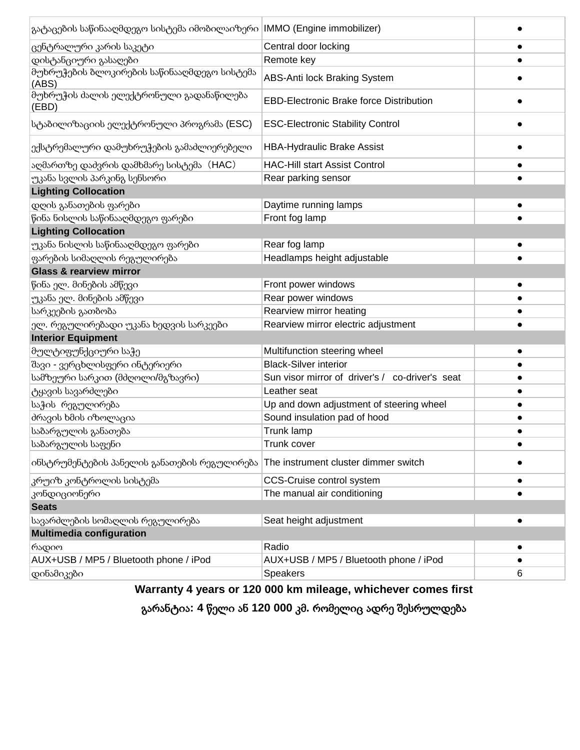| | | |
|---|---|---|
| გატაცების საწინააღმდეგო სისტემა იმობილაიზერი | IMMO (Engine immobilizer) | ● |
| ცენტრალური კარის საკეტი | Central door locking | ● |
| დისტანციური გასაღები | Remote key | ● |
| მუხრუჭების ბლოკირების საწინააღმდეგო სისტემა (ABS) | ABS-Anti lock Braking System | ● |
| მუხრუჭის ძალის ელექტრონული გადანაწილება (EBD) | EBD-Electronic Brake force Distribution | ● |
| სტაბილიზაციის ელექტრონული პროგრამა (ESC) | ESC-Electronic Stability Control | ● |
| ექსტრემალური დამუხრუჭების გამაძლიერებელი | HBA-Hydraulic Brake Assist | ● |
| აღმართზე დაძვრის დამხმარე სისტემა（HAC） | HAC-Hill start Assist Control | ● |
| უკანა სვლის პარკინგ სენსორი | Rear parking sensor | ● |
| **Lighting Collocation** | | |
| დღის განათების ფარები | Daytime running lamps | ● |
| წინა ნისლის საწინააღმდეგო ფარები | Front fog lamp | ● |
| **Lighting Collocation** | | |
| უკანა ნისლის საწინააღმდეგო ფარები | Rear fog lamp | ● |
| ფარების სიმაღლის რეგულირება | Headlamps height adjustable | ● |
| **Glass & rearview mirror** | | |
| წინა ელ. მინების ამწევი | Front power windows | ● |
| უკანა ელ. მინების ამწევი | Rear power windows | ● |
| სარკეების გათბობა | Rearview mirror heating | ● |
| ელ. რეგულირებადი უკანა ხედვის სარკეები | Rearview mirror electric adjustment | ● |
| **Interior Equipment** | | |
| მულტიფუნქციური საჭე | Multifunction steering wheel | ● |
| შავი - ვერცხლისფერი ინტერიერი | Black-Silver interior | ● |
| სამზეური სარკით (მძღოლი/მგზავრი) | Sun visor mirror of driver's / co-driver's seat | ● |
| ტყავის სავარძლები | Leather seat | ● |
| საჭის რეგულირება | Up and down adjustment of steering wheel | ● |
| ძრავის ხმის იზოლაცია | Sound insulation pad of hood | ● |
| საბარგულის განათება | Trunk lamp | ● |
| საბარგულის საფენი | Trunk cover | ● |
| ინსტრუმენტების პანელის განათების რეგულირება | The instrument cluster dimmer switch | ● |
| კრუიზ კონტროლის სისტემა | CCS-Cruise control system | ● |
| კონდიციონერი | The manual air conditioning | ● |
| **Seats** | | |
| სავარძლების სიმაღლის რეგულირება | Seat height adjustment | ● |
| **Multimedia configuration** | | |
| რადიო | Radio | ● |
| AUX+USB / MP5 / Bluetooth phone / iPod | AUX+USB / MP5 / Bluetooth phone / iPod | ● |
| დინამიკები | Speakers | 6 |

**Warranty 4 years or 120 000 km mileage, whichever comes first**

**გარანტია: 4 წელი ან 120 000 კმ. რომელიც ადრე შესრულდება**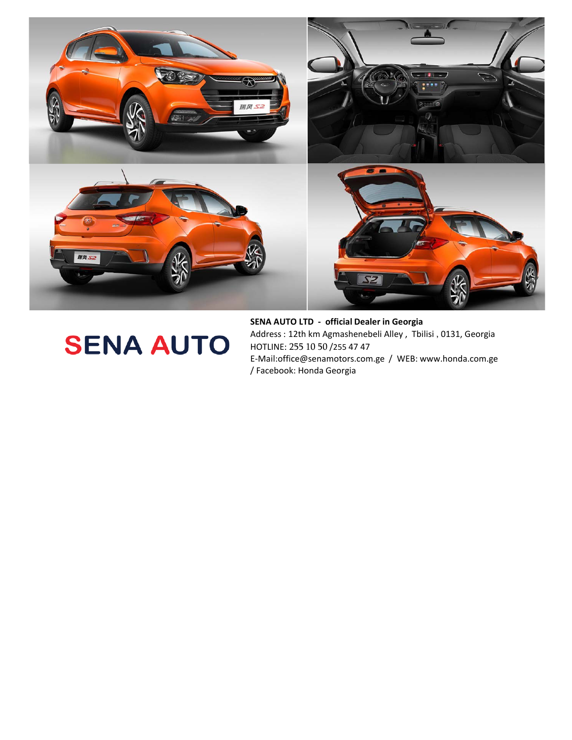SENA AUTO

**SENA AUTO LTD - official Dealer in Georgia**

Address : 12th km Agmashenebeli Alley , Tbilisi , 0131, Georgia

HOTLINE: 255 10 50 /255 47 47

E-Mail:office@senamotors.com.ge / WEB: www.honda.com.ge / Facebook: Honda Georgia